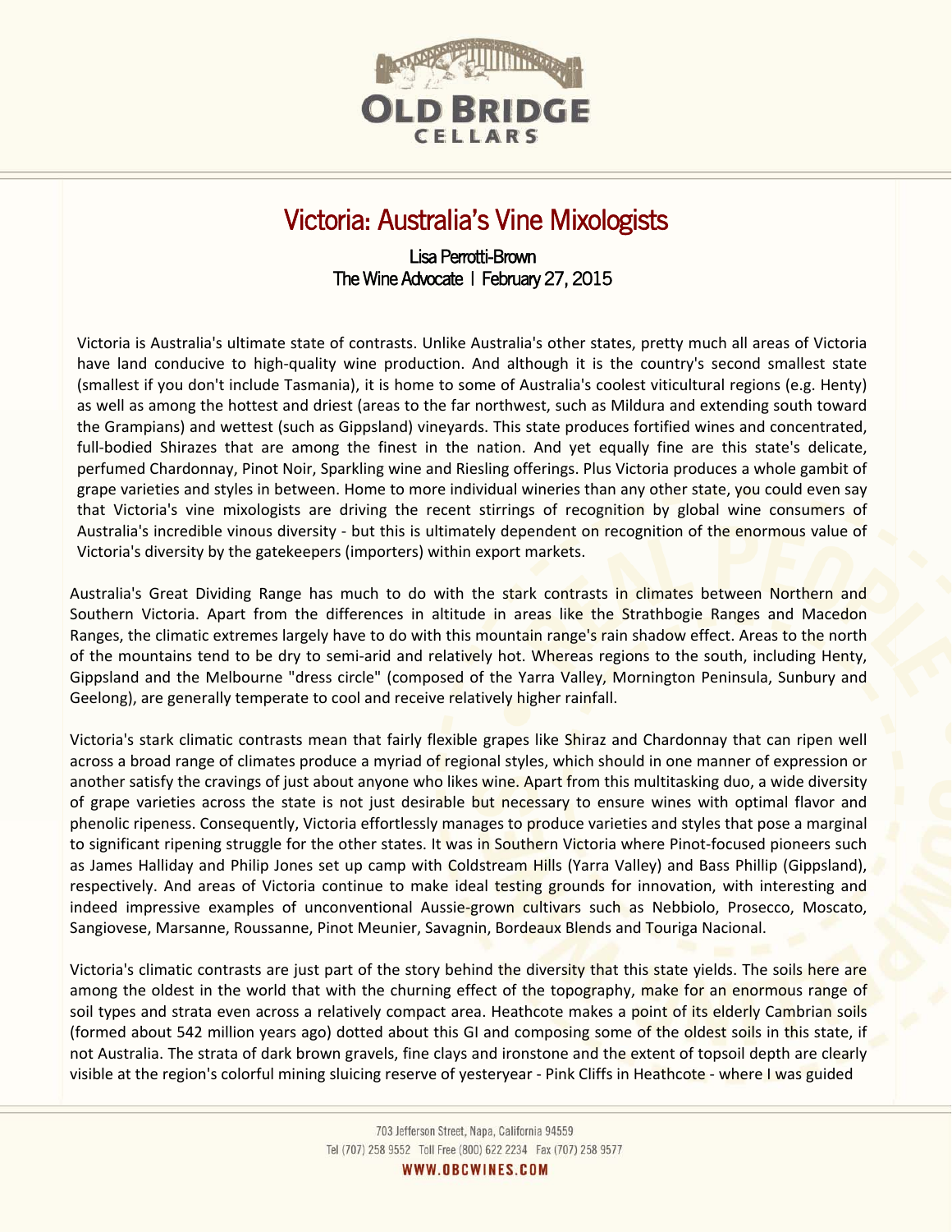# Victoria: Australia's Vine Mixologists

Lisa Perrotti-Brown
The Wine Advocate | February 27, 2015

Victoria is Australia's ultimate state of contrasts. Unlike Australia's other states, pretty much all areas of Victoria have land conducive to high-quality wine production. And although it is the country's second smallest state (smallest if you don't include Tasmania), it is home to some of Australia's coolest viticultural regions (e.g. Henty) as well as among the hottest and driest (areas to the far northwest, such as Mildura and extending south toward the Grampians) and wettest (such as Gippsland) vineyards. This state produces fortified wines and concentrated, full-bodied Shirazes that are among the finest in the nation. And yet equally fine are this state's delicate, perfumed Chardonnay, Pinot Noir, Sparkling wine and Riesling offerings. Plus Victoria produces a whole gambit of grape varieties and styles in between. Home to more individual wineries than any other state, you could even say that Victoria's vine mixologists are driving the recent stirrings of recognition by global wine consumers of Australia's incredible vinous diversity - but this is ultimately dependent on recognition of the enormous value of Victoria's diversity by the gatekeepers (importers) within export markets.

Australia's Great Dividing Range has much to do with the stark contrasts in climates between Northern and Southern Victoria. Apart from the differences in altitude in areas like the Strathbogie Ranges and Macedon Ranges, the climatic extremes largely have to do with this mountain range's rain shadow effect. Areas to the north of the mountains tend to be dry to semi-arid and relatively hot. Whereas regions to the south, including Henty, Gippsland and the Melbourne "dress circle" (composed of the Yarra Valley, Mornington Peninsula, Sunbury and Geelong), are generally temperate to cool and receive relatively higher rainfall.

Victoria's stark climatic contrasts mean that fairly flexible grapes like Shiraz and Chardonnay that can ripen well across a broad range of climates produce a myriad of regional styles, which should in one manner of expression or another satisfy the cravings of just about anyone who likes wine. Apart from this multitasking duo, a wide diversity of grape varieties across the state is not just desirable but necessary to ensure wines with optimal flavor and phenolic ripeness. Consequently, Victoria effortlessly manages to produce varieties and styles that pose a marginal to significant ripening struggle for the other states. It was in Southern Victoria where Pinot-focused pioneers such as James Halliday and Philip Jones set up camp with Coldstream Hills (Yarra Valley) and Bass Phillip (Gippsland), respectively. And areas of Victoria continue to make ideal testing grounds for innovation, with interesting and indeed impressive examples of unconventional Aussie-grown cultivars such as Nebbiolo, Prosecco, Moscato, Sangiovese, Marsanne, Roussanne, Pinot Meunier, Savagnin, Bordeaux Blends and Touriga Nacional.

Victoria's climatic contrasts are just part of the story behind the diversity that this state yields. The soils here are among the oldest in the world that with the churning effect of the topography, make for an enormous range of soil types and strata even across a relatively compact area. Heathcote makes a point of its elderly Cambrian soils (formed about 542 million years ago) dotted about this GI and composing some of the oldest soils in this state, if not Australia. The strata of dark brown gravels, fine clays and ironstone and the extent of topsoil depth are clearly visible at the region's colorful mining sluicing reserve of yesteryear - Pink Cliffs in Heathcote - where I was guided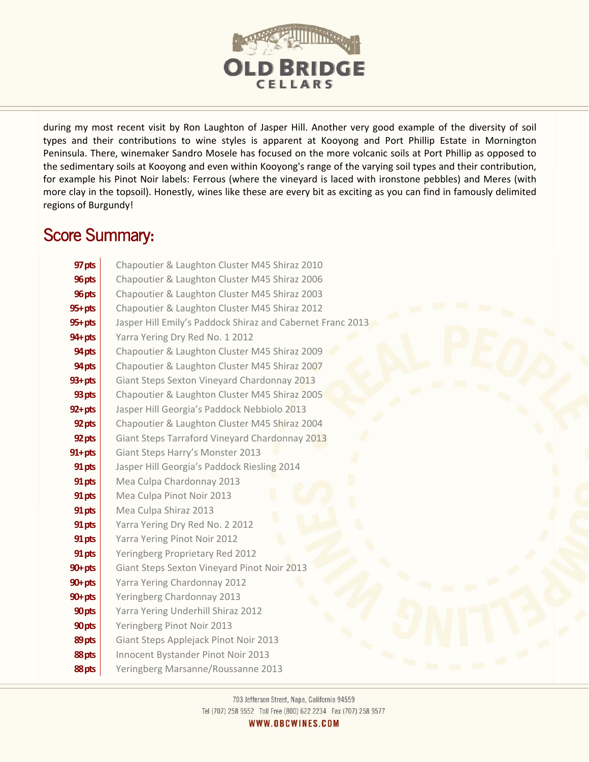during my most recent visit by Ron Laughton of Jasper Hill. Another very good example of the diversity of soil types and their contributions to wine styles is apparent at Kooyong and Port Phillip Estate in Mornington Peninsula. There, winemaker Sandro Mosele has focused on the more volcanic soils at Port Phillip as opposed to the sedimentary soils at Kooyong and even within Kooyong's range of the varying soil types and their contribution, for example his Pinot Noir labels: Ferrous (where the vineyard is laced with ironstone pebbles) and Meres (with more clay in the topsoil). Honestly, wines like these are every bit as exciting as you can find in famously delimited regions of Burgundy!

## Score Summary:

| Score | Wine |
|---|---|
| 97 pts | Chapoutier & Laughton Cluster M45 Shiraz 2010 |
| 96 pts | Chapoutier & Laughton Cluster M45 Shiraz 2006 |
| 96 pts | Chapoutier & Laughton Cluster M45 Shiraz 2003 |
| 95+ pts | Chapoutier & Laughton Cluster M45 Shiraz 2012 |
| 95+ pts | Jasper Hill Emily's Paddock Shiraz and Cabernet Franc 2013 |
| 94+ pts | Yarra Yering Dry Red No. 1 2012 |
| 94 pts | Chapoutier & Laughton Cluster M45 Shiraz 2009 |
| 94 pts | Chapoutier & Laughton Cluster M45 Shiraz 2007 |
| 93+ pts | Giant Steps Sexton Vineyard Chardonnay 2013 |
| 93 pts | Chapoutier & Laughton Cluster M45 Shiraz 2005 |
| 92+ pts | Jasper Hill Georgia's Paddock Nebbiolo 2013 |
| 92 pts | Chapoutier & Laughton Cluster M45 Shiraz 2004 |
| 92 pts | Giant Steps Tarraford Vineyard Chardonnay 2013 |
| 91+ pts | Giant Steps Harry's Monster 2013 |
| 91 pts | Jasper Hill Georgia's Paddock Riesling 2014 |
| 91 pts | Mea Culpa Chardonnay 2013 |
| 91 pts | Mea Culpa Pinot Noir 2013 |
| 91 pts | Mea Culpa Shiraz 2013 |
| 91 pts | Yarra Yering Dry Red No. 2 2012 |
| 91 pts | Yarra Yering Pinot Noir 2012 |
| 91 pts | Yeringberg Proprietary Red 2012 |
| 90+ pts | Giant Steps Sexton Vineyard Pinot Noir 2013 |
| 90+ pts | Yarra Yering Chardonnay 2012 |
| 90+ pts | Yeringberg Chardonnay 2013 |
| 90 pts | Yarra Yering Underhill Shiraz 2012 |
| 90 pts | Yeringberg Pinot Noir 2013 |
| 89 pts | Giant Steps Applejack Pinot Noir 2013 |
| 88 pts | Innocent Bystander Pinot Noir 2013 |
| 88 pts | Yeringberg Marsanne/Roussanne 2013 |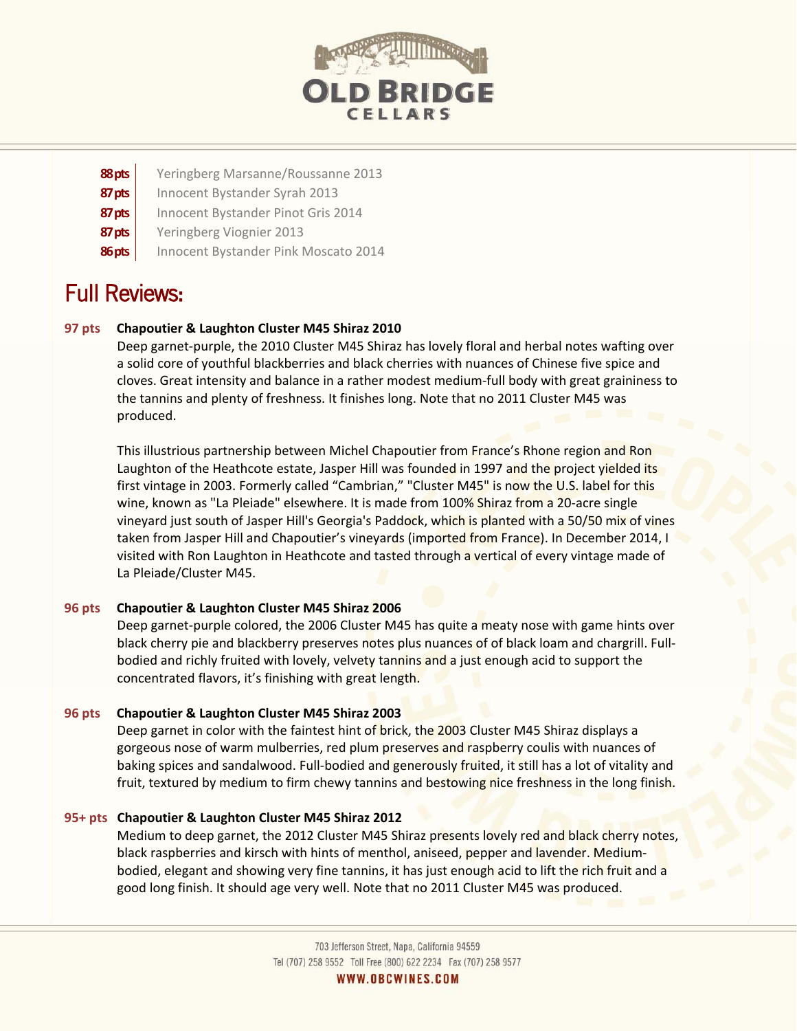| | |
|---|---|
| **88 pts** | Yeringberg Marsanne/Roussanne 2013 |
| **87 pts** | Innocent Bystander Syrah 2013 |
| **87 pts** | Innocent Bystander Pinot Gris 2014 |
| **87 pts** | Yeringberg Viognier 2013 |
| **86 pts** | Innocent Bystander Pink Moscato 2014 |

# Full Reviews:

**97 pts** **Chapoutier & Laughton Cluster M45 Shiraz 2010**

Deep garnet-purple, the 2010 Cluster M45 Shiraz has lovely floral and herbal notes wafting over a solid core of youthful blackberries and black cherries with nuances of Chinese five spice and cloves. Great intensity and balance in a rather modest medium-full body with great graininess to the tannins and plenty of freshness. It finishes long. Note that no 2011 Cluster M45 was produced.

This illustrious partnership between Michel Chapoutier from France's Rhone region and Ron Laughton of the Heathcote estate, Jasper Hill was founded in 1997 and the project yielded its first vintage in 2003. Formerly called "Cambrian," "Cluster M45" is now the U.S. label for this wine, known as "La Pleiade" elsewhere. It is made from 100% Shiraz from a 20-acre single vineyard just south of Jasper Hill's Georgia's Paddock, which is planted with a 50/50 mix of vines taken from Jasper Hill and Chapoutier's vineyards (imported from France). In December 2014, I visited with Ron Laughton in Heathcote and tasted through a vertical of every vintage made of La Pleiade/Cluster M45.

**96 pts** **Chapoutier & Laughton Cluster M45 Shiraz 2006**

Deep garnet-purple colored, the 2006 Cluster M45 has quite a meaty nose with game hints over black cherry pie and blackberry preserves notes plus nuances of of black loam and chargrill. Full-bodied and richly fruited with lovely, velvety tannins and a just enough acid to support the concentrated flavors, it's finishing with great length.

**96 pts** **Chapoutier & Laughton Cluster M45 Shiraz 2003**

Deep garnet in color with the faintest hint of brick, the 2003 Cluster M45 Shiraz displays a gorgeous nose of warm mulberries, red plum preserves and raspberry coulis with nuances of baking spices and sandalwood. Full-bodied and generously fruited, it still has a lot of vitality and fruit, textured by medium to firm chewy tannins and bestowing nice freshness in the long finish.

**95+ pts** **Chapoutier & Laughton Cluster M45 Shiraz 2012**

Medium to deep garnet, the 2012 Cluster M45 Shiraz presents lovely red and black cherry notes, black raspberries and kirsch with hints of menthol, aniseed, pepper and lavender. Medium-bodied, elegant and showing very fine tannins, it has just enough acid to lift the rich fruit and a good long finish. It should age very well. Note that no 2011 Cluster M45 was produced.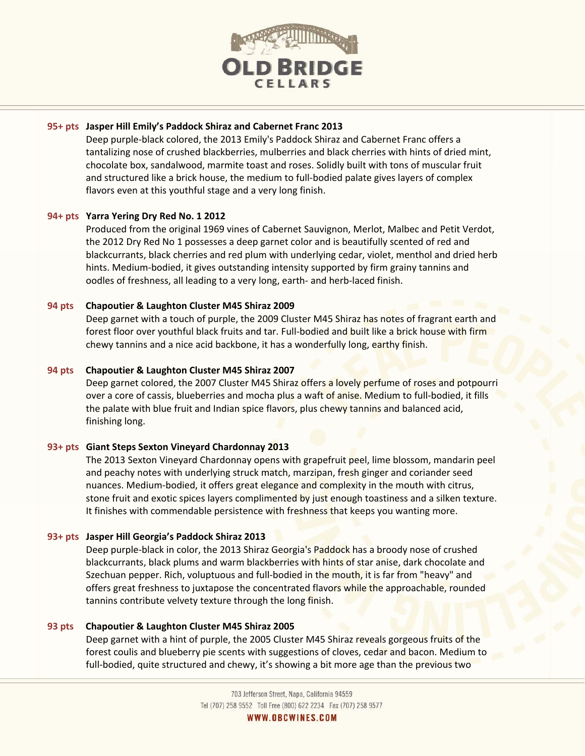**95+ pts** **Jasper Hill Emily's Paddock Shiraz and Cabernet Franc 2013**

Deep purple-black colored, the 2013 Emily's Paddock Shiraz and Cabernet Franc offers a tantalizing nose of crushed blackberries, mulberries and black cherries with hints of dried mint, chocolate box, sandalwood, marmite toast and roses. Solidly built with tons of muscular fruit and structured like a brick house, the medium to full-bodied palate gives layers of complex flavors even at this youthful stage and a very long finish.

**94+ pts** **Yarra Yering Dry Red No. 1 2012**

Produced from the original 1969 vines of Cabernet Sauvignon, Merlot, Malbec and Petit Verdot, the 2012 Dry Red No 1 possesses a deep garnet color and is beautifully scented of red and blackcurrants, black cherries and red plum with underlying cedar, violet, menthol and dried herb hints. Medium-bodied, it gives outstanding intensity supported by firm grainy tannins and oodles of freshness, all leading to a very long, earth- and herb-laced finish.

**94 pts** **Chapoutier & Laughton Cluster M45 Shiraz 2009**

Deep garnet with a touch of purple, the 2009 Cluster M45 Shiraz has notes of fragrant earth and forest floor over youthful black fruits and tar. Full-bodied and built like a brick house with firm chewy tannins and a nice acid backbone, it has a wonderfully long, earthy finish.

**94 pts** **Chapoutier & Laughton Cluster M45 Shiraz 2007**

Deep garnet colored, the 2007 Cluster M45 Shiraz offers a lovely perfume of roses and potpourri over a core of cassis, blueberries and mocha plus a waft of anise. Medium to full-bodied, it fills the palate with blue fruit and Indian spice flavors, plus chewy tannins and balanced acid, finishing long.

**93+ pts** **Giant Steps Sexton Vineyard Chardonnay 2013**

The 2013 Sexton Vineyard Chardonnay opens with grapefruit peel, lime blossom, mandarin peel and peachy notes with underlying struck match, marzipan, fresh ginger and coriander seed nuances. Medium-bodied, it offers great elegance and complexity in the mouth with citrus, stone fruit and exotic spices layers complimented by just enough toastiness and a silken texture. It finishes with commendable persistence with freshness that keeps you wanting more.

**93+ pts** **Jasper Hill Georgia's Paddock Shiraz 2013**

Deep purple-black in color, the 2013 Shiraz Georgia's Paddock has a broody nose of crushed blackcurrants, black plums and warm blackberries with hints of star anise, dark chocolate and Szechuan pepper. Rich, voluptuous and full-bodied in the mouth, it is far from "heavy" and offers great freshness to juxtapose the concentrated flavors while the approachable, rounded tannins contribute velvety texture through the long finish.

**93 pts** **Chapoutier & Laughton Cluster M45 Shiraz 2005**

Deep garnet with a hint of purple, the 2005 Cluster M45 Shiraz reveals gorgeous fruits of the forest coulis and blueberry pie scents with suggestions of cloves, cedar and bacon. Medium to full-bodied, quite structured and chewy, it's showing a bit more age than the previous two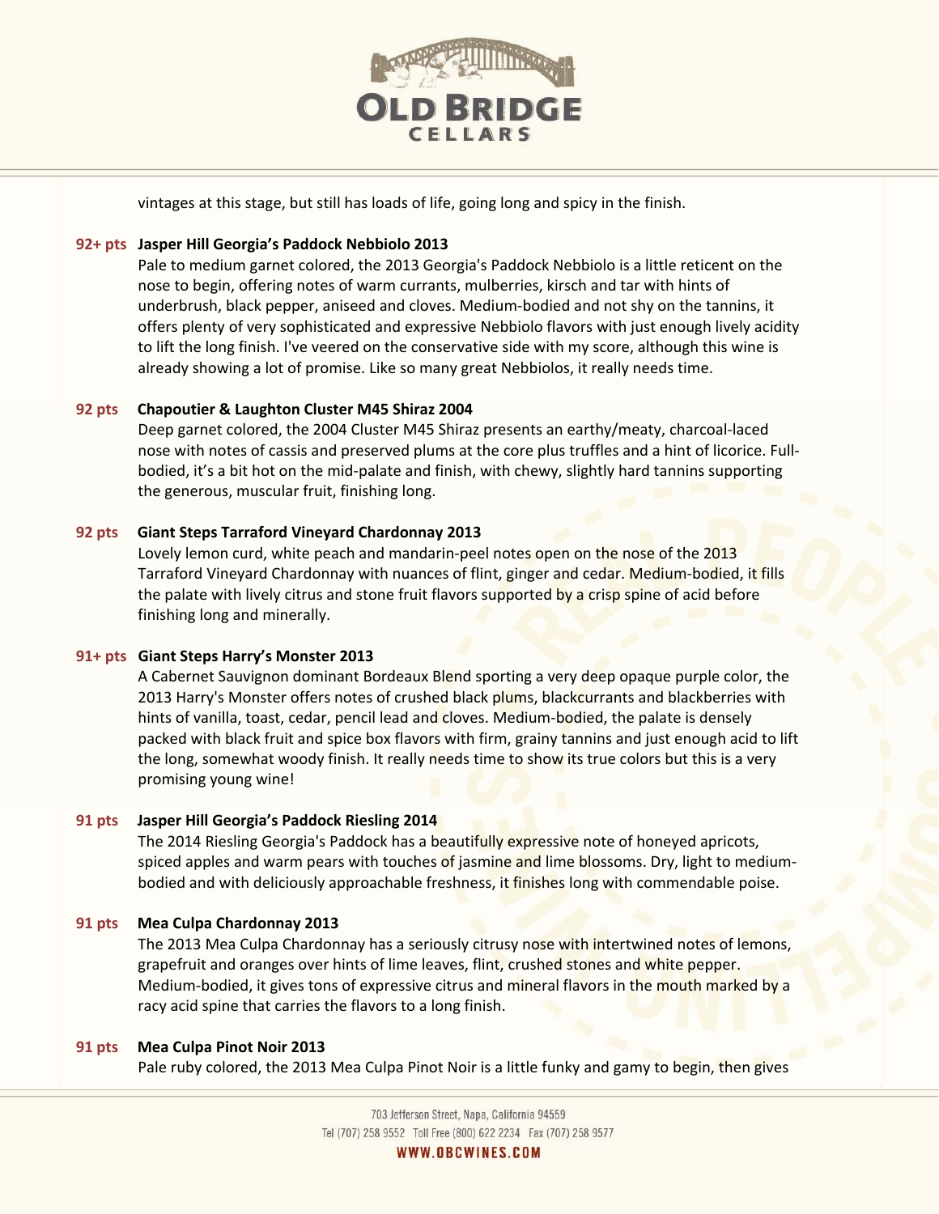vintages at this stage, but still has loads of life, going long and spicy in the finish.

**92+ pts Jasper Hill Georgia's Paddock Nebbiolo 2013**

Pale to medium garnet colored, the 2013 Georgia's Paddock Nebbiolo is a little reticent on the nose to begin, offering notes of warm currants, mulberries, kirsch and tar with hints of underbrush, black pepper, aniseed and cloves. Medium-bodied and not shy on the tannins, it offers plenty of very sophisticated and expressive Nebbiolo flavors with just enough lively acidity to lift the long finish. I've veered on the conservative side with my score, although this wine is already showing a lot of promise. Like so many great Nebbiolos, it really needs time.

**92 pts Chapoutier & Laughton Cluster M45 Shiraz 2004**

Deep garnet colored, the 2004 Cluster M45 Shiraz presents an earthy/meaty, charcoal-laced nose with notes of cassis and preserved plums at the core plus truffles and a hint of licorice. Full-bodied, it's a bit hot on the mid-palate and finish, with chewy, slightly hard tannins supporting the generous, muscular fruit, finishing long.

**92 pts Giant Steps Tarraford Vineyard Chardonnay 2013**

Lovely lemon curd, white peach and mandarin-peel notes open on the nose of the 2013 Tarraford Vineyard Chardonnay with nuances of flint, ginger and cedar. Medium-bodied, it fills the palate with lively citrus and stone fruit flavors supported by a crisp spine of acid before finishing long and minerally.

**91+ pts Giant Steps Harry's Monster 2013**

A Cabernet Sauvignon dominant Bordeaux Blend sporting a very deep opaque purple color, the 2013 Harry's Monster offers notes of crushed black plums, blackcurrants and blackberries with hints of vanilla, toast, cedar, pencil lead and cloves. Medium-bodied, the palate is densely packed with black fruit and spice box flavors with firm, grainy tannins and just enough acid to lift the long, somewhat woody finish. It really needs time to show its true colors but this is a very promising young wine!

**91 pts Jasper Hill Georgia's Paddock Riesling 2014**

The 2014 Riesling Georgia's Paddock has a beautifully expressive note of honeyed apricots, spiced apples and warm pears with touches of jasmine and lime blossoms. Dry, light to medium-bodied and with deliciously approachable freshness, it finishes long with commendable poise.

**91 pts Mea Culpa Chardonnay 2013**

The 2013 Mea Culpa Chardonnay has a seriously citrusy nose with intertwined notes of lemons, grapefruit and oranges over hints of lime leaves, flint, crushed stones and white pepper. Medium-bodied, it gives tons of expressive citrus and mineral flavors in the mouth marked by a racy acid spine that carries the flavors to a long finish.

**91 pts Mea Culpa Pinot Noir 2013**

Pale ruby colored, the 2013 Mea Culpa Pinot Noir is a little funky and gamy to begin, then gives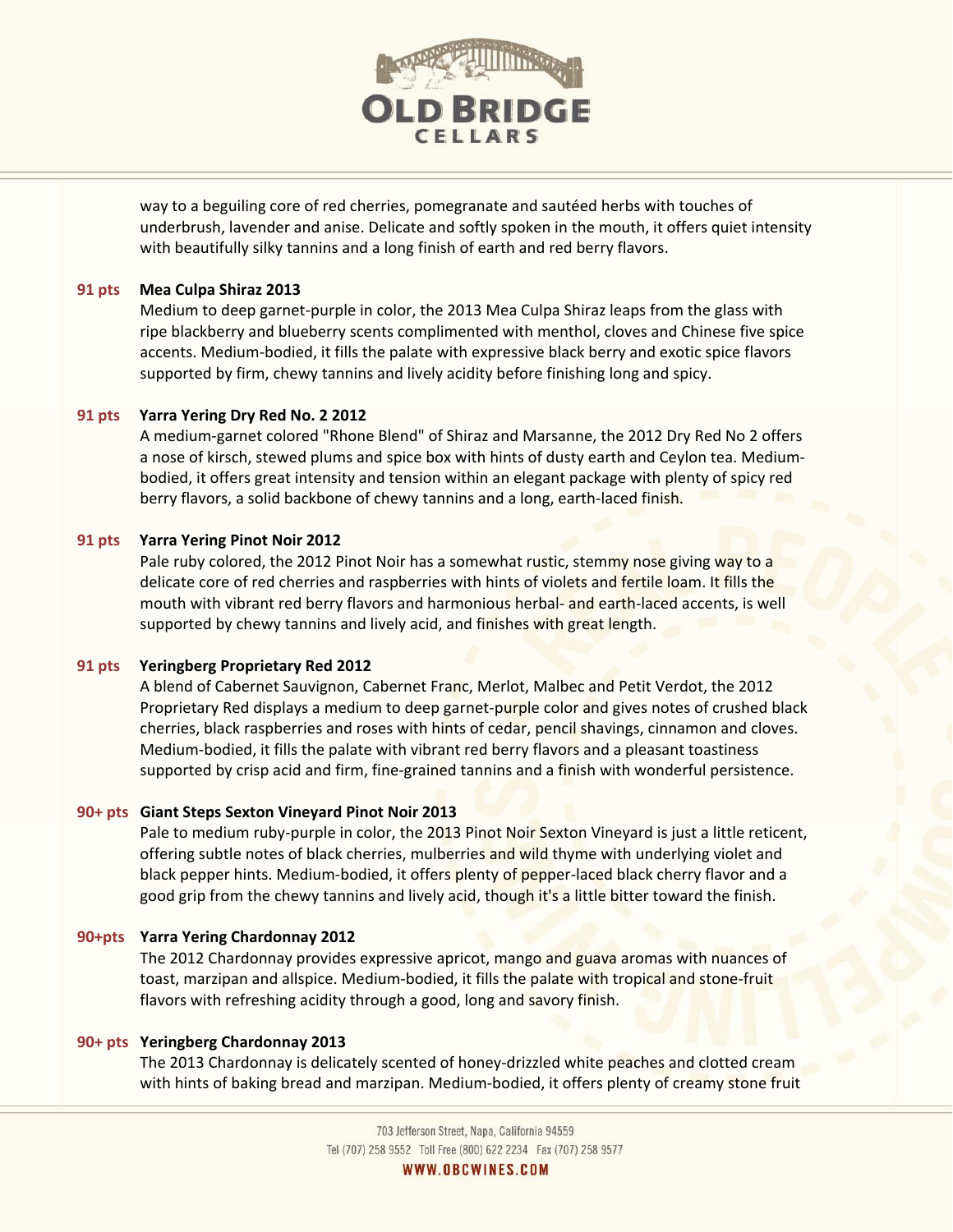way to a beguiling core of red cherries, pomegranate and sautéed herbs with touches of underbrush, lavender and anise. Delicate and softly spoken in the mouth, it offers quiet intensity with beautifully silky tannins and a long finish of earth and red berry flavors.

**91 pts** **Mea Culpa Shiraz 2013**
Medium to deep garnet-purple in color, the 2013 Mea Culpa Shiraz leaps from the glass with ripe blackberry and blueberry scents complimented with menthol, cloves and Chinese five spice accents. Medium-bodied, it fills the palate with expressive black berry and exotic spice flavors supported by firm, chewy tannins and lively acidity before finishing long and spicy.

**91 pts** **Yarra Yering Dry Red No. 2 2012**
A medium-garnet colored "Rhone Blend" of Shiraz and Marsanne, the 2012 Dry Red No 2 offers a nose of kirsch, stewed plums and spice box with hints of dusty earth and Ceylon tea. Medium-bodied, it offers great intensity and tension within an elegant package with plenty of spicy red berry flavors, a solid backbone of chewy tannins and a long, earth-laced finish.

**91 pts** **Yarra Yering Pinot Noir 2012**
Pale ruby colored, the 2012 Pinot Noir has a somewhat rustic, stemmy nose giving way to a delicate core of red cherries and raspberries with hints of violets and fertile loam. It fills the mouth with vibrant red berry flavors and harmonious herbal- and earth-laced accents, is well supported by chewy tannins and lively acid, and finishes with great length.

**91 pts** **Yeringberg Proprietary Red 2012**
A blend of Cabernet Sauvignon, Cabernet Franc, Merlot, Malbec and Petit Verdot, the 2012 Proprietary Red displays a medium to deep garnet-purple color and gives notes of crushed black cherries, black raspberries and roses with hints of cedar, pencil shavings, cinnamon and cloves. Medium-bodied, it fills the palate with vibrant red berry flavors and a pleasant toastiness supported by crisp acid and firm, fine-grained tannins and a finish with wonderful persistence.

**90+ pts** **Giant Steps Sexton Vineyard Pinot Noir 2013**
Pale to medium ruby-purple in color, the 2013 Pinot Noir Sexton Vineyard is just a little reticent, offering subtle notes of black cherries, mulberries and wild thyme with underlying violet and black pepper hints. Medium-bodied, it offers plenty of pepper-laced black cherry flavor and a good grip from the chewy tannins and lively acid, though it's a little bitter toward the finish.

**90+pts** **Yarra Yering Chardonnay 2012**
The 2012 Chardonnay provides expressive apricot, mango and guava aromas with nuances of toast, marzipan and allspice. Medium-bodied, it fills the palate with tropical and stone-fruit flavors with refreshing acidity through a good, long and savory finish.

**90+ pts** **Yeringberg Chardonnay 2013**
The 2013 Chardonnay is delicately scented of honey-drizzled white peaches and clotted cream with hints of baking bread and marzipan. Medium-bodied, it offers plenty of creamy stone fruit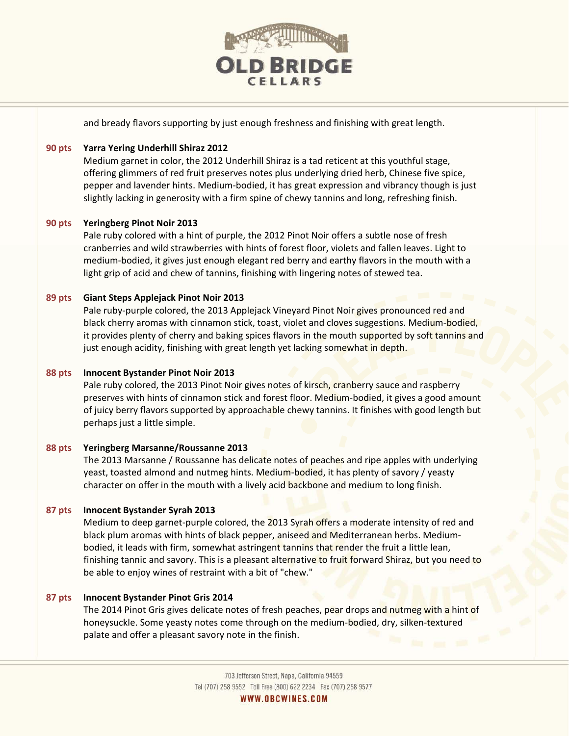and bready flavors supporting by just enough freshness and finishing with great length.

**90 pts** **Yarra Yering Underhill Shiraz 2012**
Medium garnet in color, the 2012 Underhill Shiraz is a tad reticent at this youthful stage, offering glimmers of red fruit preserves notes plus underlying dried herb, Chinese five spice, pepper and lavender hints. Medium-bodied, it has great expression and vibrancy though is just slightly lacking in generosity with a firm spine of chewy tannins and long, refreshing finish.

**90 pts** **Yeringberg Pinot Noir 2013**
Pale ruby colored with a hint of purple, the 2012 Pinot Noir offers a subtle nose of fresh cranberries and wild strawberries with hints of forest floor, violets and fallen leaves. Light to medium-bodied, it gives just enough elegant red berry and earthy flavors in the mouth with a light grip of acid and chew of tannins, finishing with lingering notes of stewed tea.

**89 pts** **Giant Steps Applejack Pinot Noir 2013**
Pale ruby-purple colored, the 2013 Applejack Vineyard Pinot Noir gives pronounced red and black cherry aromas with cinnamon stick, toast, violet and cloves suggestions. Medium-bodied, it provides plenty of cherry and baking spices flavors in the mouth supported by soft tannins and just enough acidity, finishing with great length yet lacking somewhat in depth.

**88 pts** **Innocent Bystander Pinot Noir 2013**
Pale ruby colored, the 2013 Pinot Noir gives notes of kirsch, cranberry sauce and raspberry preserves with hints of cinnamon stick and forest floor. Medium-bodied, it gives a good amount of juicy berry flavors supported by approachable chewy tannins. It finishes with good length but perhaps just a little simple.

**88 pts** **Yeringberg Marsanne/Roussanne 2013**
The 2013 Marsanne / Roussanne has delicate notes of peaches and ripe apples with underlying yeast, toasted almond and nutmeg hints. Medium-bodied, it has plenty of savory / yeasty character on offer in the mouth with a lively acid backbone and medium to long finish.

**87 pts** **Innocent Bystander Syrah 2013**
Medium to deep garnet-purple colored, the 2013 Syrah offers a moderate intensity of red and black plum aromas with hints of black pepper, aniseed and Mediterranean herbs. Medium-bodied, it leads with firm, somewhat astringent tannins that render the fruit a little lean, finishing tannic and savory. This is a pleasant alternative to fruit forward Shiraz, but you need to be able to enjoy wines of restraint with a bit of "chew."

**87 pts** **Innocent Bystander Pinot Gris 2014**
The 2014 Pinot Gris gives delicate notes of fresh peaches, pear drops and nutmeg with a hint of honeysuckle. Some yeasty notes come through on the medium-bodied, dry, silken-textured palate and offer a pleasant savory note in the finish.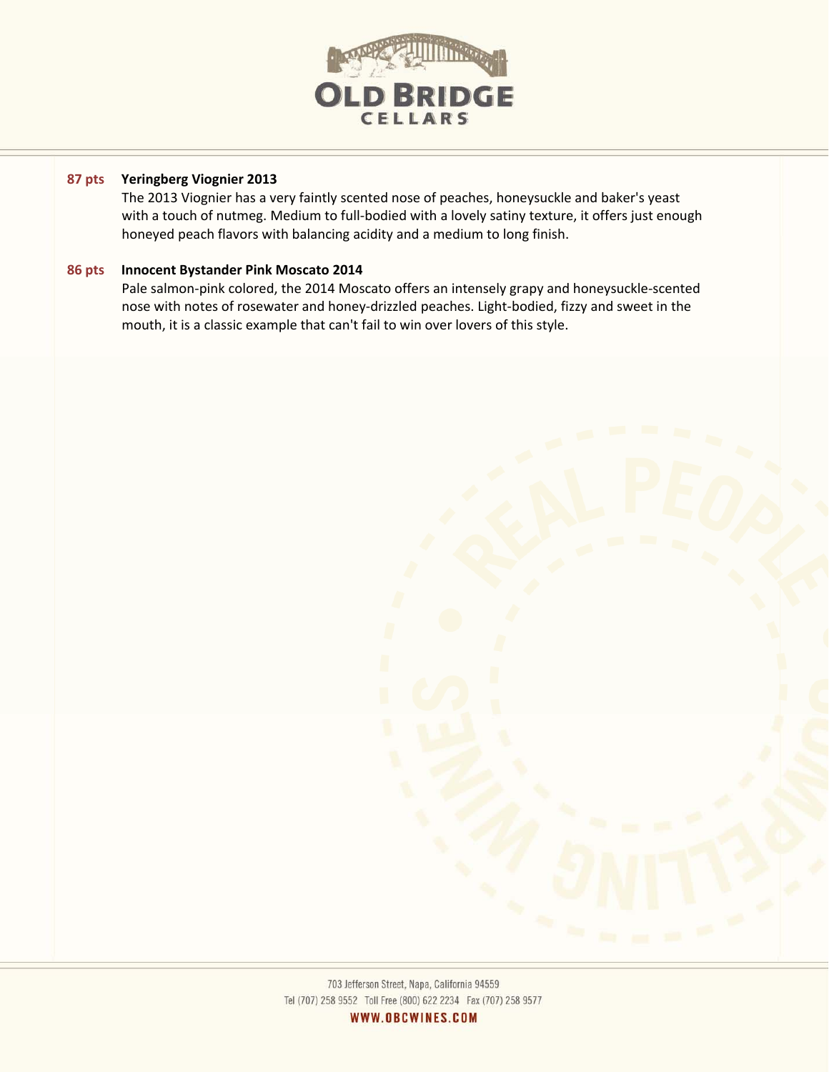**87 pts** **Yeringberg Viognier 2013**

The 2013 Viognier has a very faintly scented nose of peaches, honeysuckle and baker's yeast with a touch of nutmeg. Medium to full-bodied with a lovely satiny texture, it offers just enough honeyed peach flavors with balancing acidity and a medium to long finish.

**86 pts** **Innocent Bystander Pink Moscato 2014**

Pale salmon-pink colored, the 2014 Moscato offers an intensely grapy and honeysuckle-scented nose with notes of rosewater and honey-drizzled peaches. Light-bodied, fizzy and sweet in the mouth, it is a classic example that can't fail to win over lovers of this style.